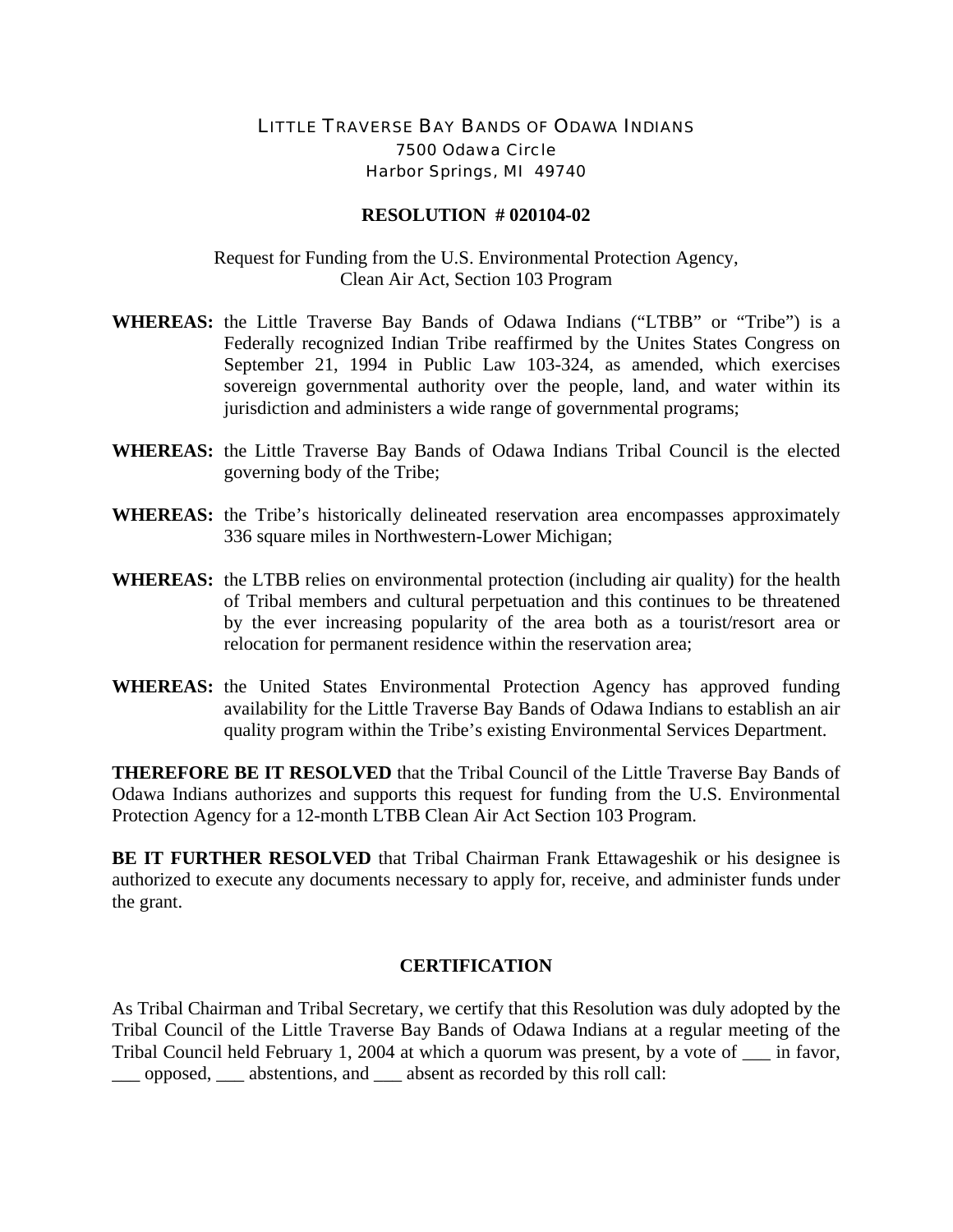LITTLE TRAVERSE BAY BANDS OF ODAWA INDIANS
7500 Odawa Circle
Harbor Springs, MI 49740

**RESOLUTION # 020104-02**

Request for Funding from the U.S. Environmental Protection Agency,
Clean Air Act, Section 103 Program

**WHEREAS:** the Little Traverse Bay Bands of Odawa Indians ("LTBB" or "Tribe") is a Federally recognized Indian Tribe reaffirmed by the Unites States Congress on September 21, 1994 in Public Law 103-324, as amended, which exercises sovereign governmental authority over the people, land, and water within its jurisdiction and administers a wide range of governmental programs;

**WHEREAS:** the Little Traverse Bay Bands of Odawa Indians Tribal Council is the elected governing body of the Tribe;

**WHEREAS:** the Tribe's historically delineated reservation area encompasses approximately 336 square miles in Northwestern-Lower Michigan;

**WHEREAS:** the LTBB relies on environmental protection (including air quality) for the health of Tribal members and cultural perpetuation and this continues to be threatened by the ever increasing popularity of the area both as a tourist/resort area or relocation for permanent residence within the reservation area;

**WHEREAS:** the United States Environmental Protection Agency has approved funding availability for the Little Traverse Bay Bands of Odawa Indians to establish an air quality program within the Tribe's existing Environmental Services Department.

**THEREFORE BE IT RESOLVED** that the Tribal Council of the Little Traverse Bay Bands of Odawa Indians authorizes and supports this request for funding from the U.S. Environmental Protection Agency for a 12-month LTBB Clean Air Act Section 103 Program.

**BE IT FURTHER RESOLVED** that Tribal Chairman Frank Ettawageshik or his designee is authorized to execute any documents necessary to apply for, receive, and administer funds under the grant.

**CERTIFICATION**

As Tribal Chairman and Tribal Secretary, we certify that this Resolution was duly adopted by the Tribal Council of the Little Traverse Bay Bands of Odawa Indians at a regular meeting of the Tribal Council held February 1, 2004 at which a quorum was present, by a vote of ___ in favor, ___ opposed, ___ abstentions, and ___ absent as recorded by this roll call: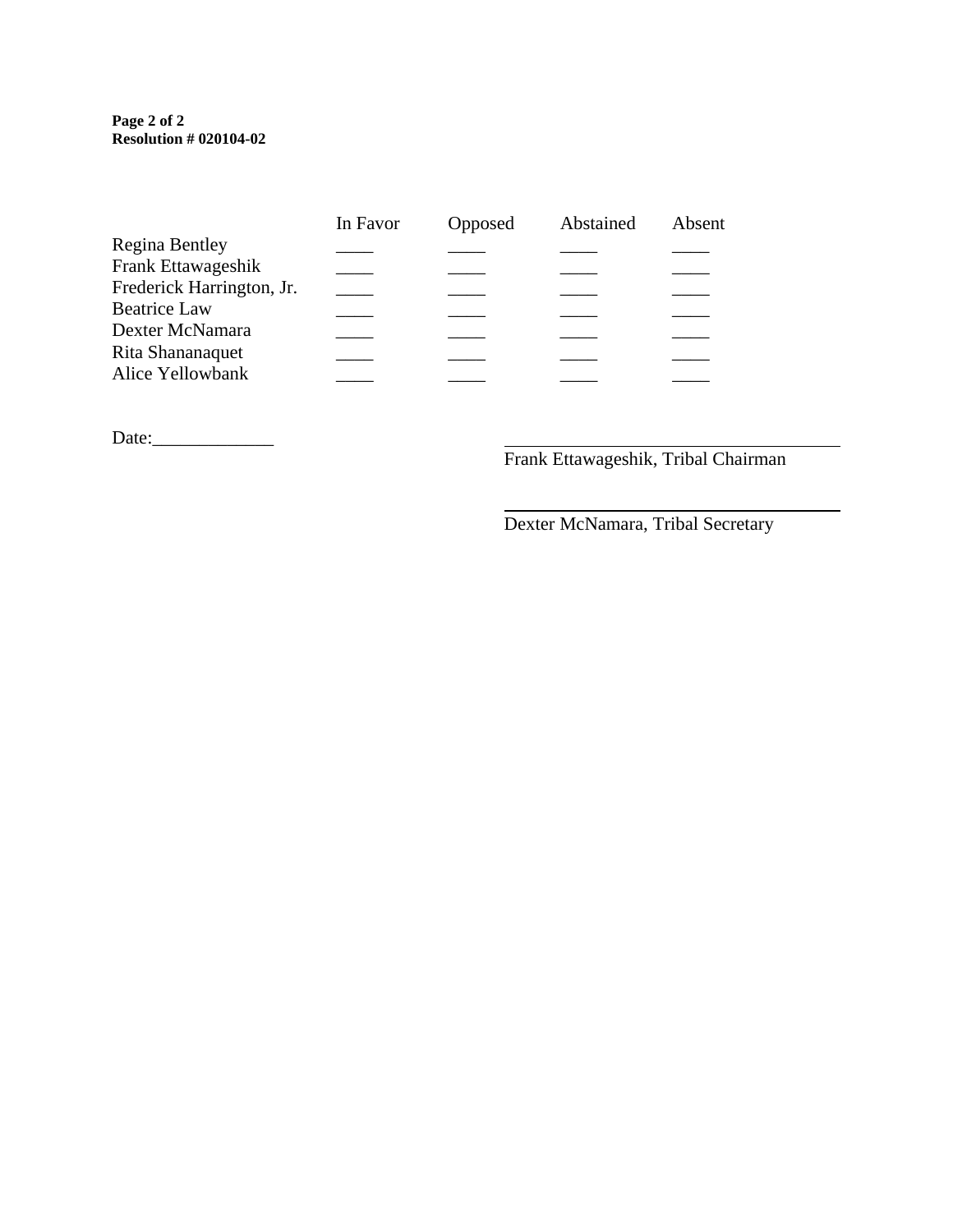**Page 2 of 2**
**Resolution # 020104-02**

| | In Favor | Opposed | Abstained | Absent |
|---|---|---|---|---|
| Regina Bentley | ____ | ____ | ____ | ____ |
| Frank Ettawageshik | ____ | ____ | ____ | ____ |
| Frederick Harrington, Jr. | ____ | ____ | ____ | ____ |
| Beatrice Law | ____ | ____ | ____ | ____ |
| Dexter McNamara | ____ | ____ | ____ | ____ |
| Rita Shananaquet | ____ | ____ | ____ | ____ |
| Alice Yellowbank | ____ | ____ | ____ | ____ |

Date:_____________

_____________________________________
Frank Ettawageshik, Tribal Chairman

_____________________________________
Dexter McNamara, Tribal Secretary